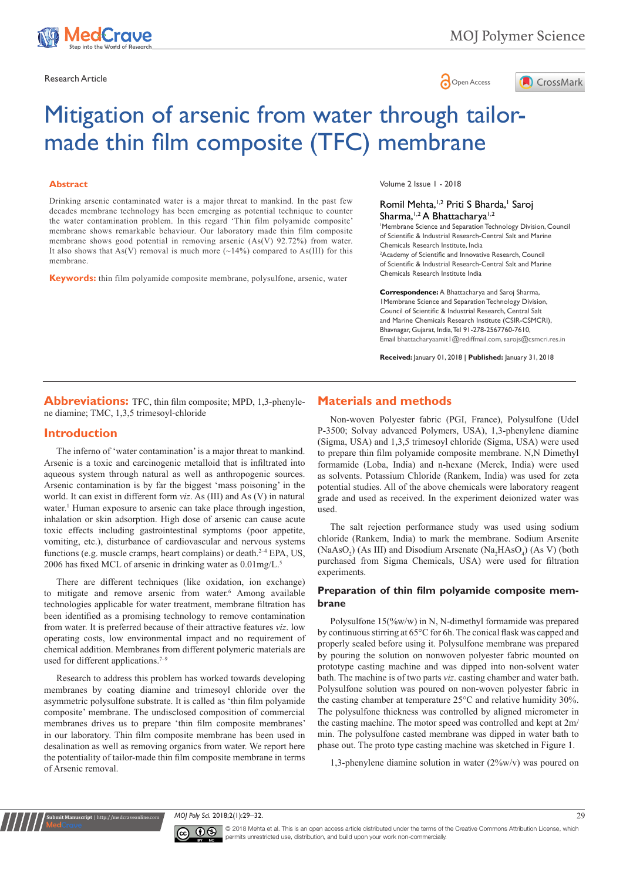Research Article

Open Access

# Mitigation of arsenic from water through tailor-made thin film composite (TFC) membrane

Volume 2 Issue 1 - 2018

Romil Mehta,[1,2] Priti S Bharda,[1] Saroj Sharma,[1,2] A Bhattacharya[1,2]

[1]Membrane Science and Separation Technology Division, Council of Scientific & Industrial Research-Central Salt and Marine Chemicals Research Institute, India

[2]Academy of Scientific and Innovative Research, Council of Scientific & Industrial Research-Central Salt and Marine Chemicals Research Institute India

**Correspondence:** A Bhattacharya and Saroj Sharma, 1Membrane Science and Separation Technology Division, Council of Scientific & Industrial Research, Central Salt and Marine Chemicals Research Institute (CSIR-CSMCRI), Bhavnagar, Gujarat, India, Tel 91-278-2567760-7610, Email bhattacharyaamit1@rediffmail.com, sarojs@csmcri.res.in

**Received:** January 01, 2018 | **Published:** January 31, 2018

## Abstract

Drinking arsenic contaminated water is a major threat to mankind. In the past few decades membrane technology has been emerging as potential technique to counter the water contamination problem. In this regard 'Thin film polyamide composite' membrane shows remarkable behaviour. Our laboratory made thin film composite membrane shows good potential in removing arsenic (As(V) 92.72%) from water. It also shows that As(V) removal is much more (~14%) compared to As(III) for this membrane.

**Keywords:** thin film polyamide composite membrane, polysulfone, arsenic, water

**Abbreviations:** TFC, thin film composite; MPD, 1,3-phenylene diamine; TMC, 1,3,5 trimesoyl-chloride

## Introduction

The inferno of 'water contamination' is a major threat to mankind. Arsenic is a toxic and carcinogenic metalloid that is infiltrated into aqueous system through natural as well as anthropogenic sources. Arsenic contamination is by far the biggest 'mass poisoning' in the world. It can exist in different form *viz*. As (III) and As (V) in natural water.[1] Human exposure to arsenic can take place through ingestion, inhalation or skin adsorption. High dose of arsenic can cause acute toxic effects including gastrointestinal symptoms (poor appetite, vomiting, etc.), disturbance of cardiovascular and nervous systems functions (e.g. muscle cramps, heart complains) or death.[2–4] EPA, US, 2006 has fixed MCL of arsenic in drinking water as 0.01mg/L.[5]

There are different techniques (like oxidation, ion exchange) to mitigate and remove arsenic from water.[6] Among available technologies applicable for water treatment, membrane filtration has been identified as a promising technology to remove contamination from water. It is preferred because of their attractive features *viz*. low operating costs, low environmental impact and no requirement of chemical addition. Membranes from different polymeric materials are used for different applications.[7–9]

Research to address this problem has worked towards developing membranes by coating diamine and trimesoyl chloride over the asymmetric polysulfone substrate. It is called as 'thin film polyamide composite' membrane. The undisclosed composition of commercial membranes drives us to prepare 'thin film composite membranes' in our laboratory. Thin film composite membrane has been used in desalination as well as removing organics from water. We report here the potentiality of tailor-made thin film composite membrane in terms of Arsenic removal.

## Materials and methods

Non-woven Polyester fabric (PGI, France), Polysulfone (Udel P-3500; Solvay advanced Polymers, USA), 1,3-phenylene diamine (Sigma, USA) and 1,3,5 trimesoyl chloride (Sigma, USA) were used to prepare thin film polyamide composite membrane. N,N Dimethyl formamide (Loba, India) and n-hexane (Merck, India) were used as solvents. Potassium Chloride (Rankem, India) was used for zeta potential studies. All of the above chemicals were laboratory reagent grade and used as received. In the experiment deionized water was used.

The salt rejection performance study was used using sodium chloride (Rankem, India) to mark the membrane. Sodium Arsenite ($NaAsO_2$) (As III) and Disodium Arsenate ($Na_2HAsO_4$) (As V) (both purchased from Sigma Chemicals, USA) were used for filtration experiments.

### Preparation of thin film polyamide composite membrane

Polysulfone 15(%w/w) in N, N-dimethyl formamide was prepared by continuous stirring at 65°C for 6h. The conical flask was capped and properly sealed before using it. Polysulfone membrane was prepared by pouring the solution on nonwoven polyester fabric mounted on prototype casting machine and was dipped into non-solvent water bath. The machine is of two parts *viz*. casting chamber and water bath. Polysulfone solution was poured on non-woven polyester fabric in the casting chamber at temperature 25°C and relative humidity 30%. The polysulfone thickness was controlled by aligned micrometer in the casting machine. The motor speed was controlled and kept at 2m/min. The polysulfone casted membrane was dipped in water bath to phase out. The proto type casting machine was sketched in Figure 1.

1,3-phenylene diamine solution in water (2%w/v) was poured on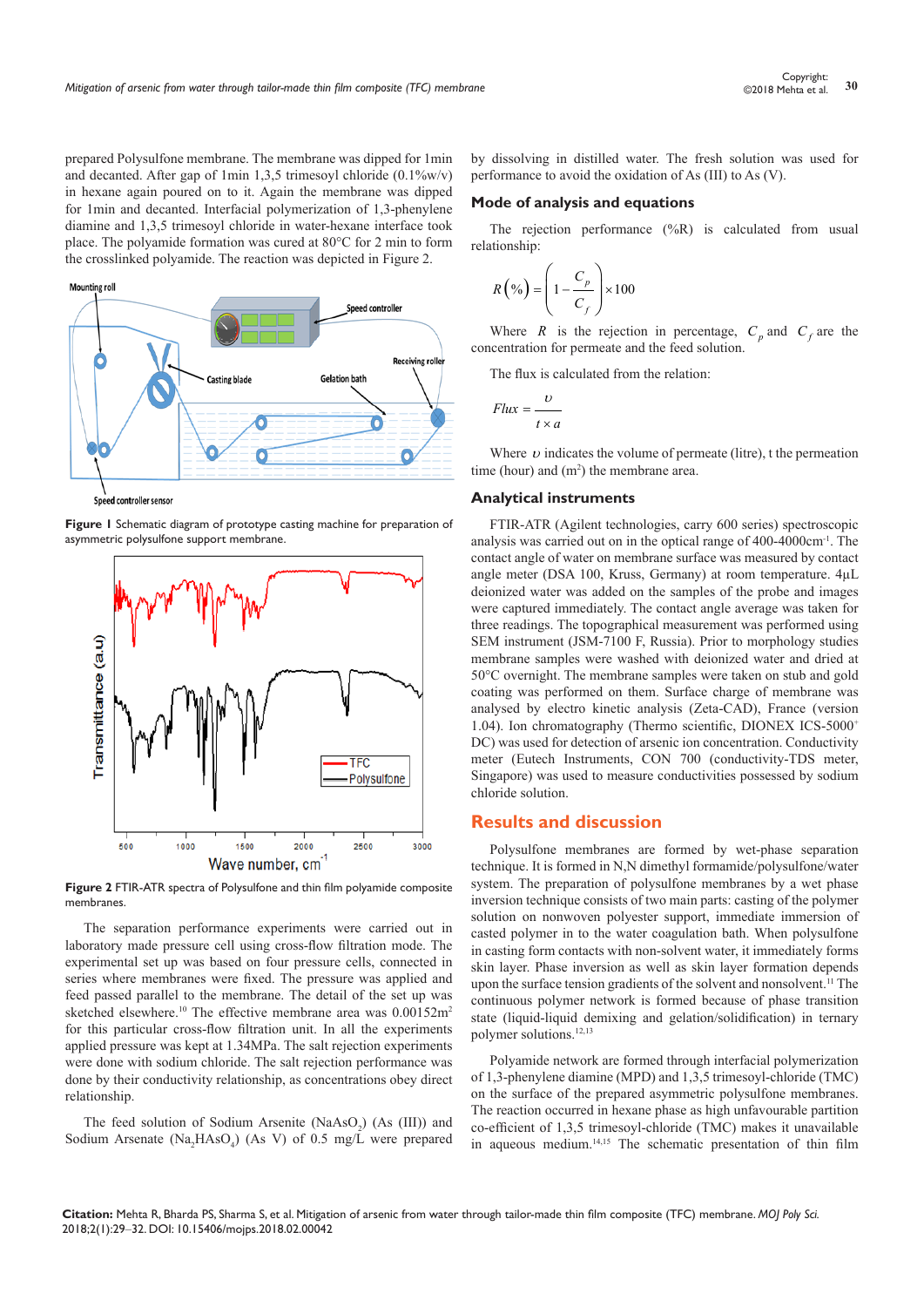prepared Polysulfone membrane. The membrane was dipped for 1min and decanted. After gap of 1min 1,3,5 trimesoyl chloride (0.1%w/v) in hexane again poured on to it. Again the membrane was dipped for 1min and decanted. Interfacial polymerization of 1,3-phenylene diamine and 1,3,5 trimesoyl chloride in water-hexane interface took place. The polyamide formation was cured at 80°C for 2 min to form the crosslinked polyamide. The reaction was depicted in Figure 2.

**Figure 1** Schematic diagram of prototype casting machine for preparation of asymmetric polysulfone support membrane.

**Figure 2** FTIR-ATR spectra of Polysulfone and thin film polyamide composite membranes.

The separation performance experiments were carried out in laboratory made pressure cell using cross-flow filtration mode. The experimental set up was based on four pressure cells, connected in series where membranes were fixed. The pressure was applied and feed passed parallel to the membrane. The detail of the set up was sketched elsewhere.[10] The effective membrane area was 0.00152m$^2$ for this particular cross-flow filtration unit. In all the experiments applied pressure was kept at 1.34MPa. The salt rejection experiments were done with sodium chloride. The salt rejection performance was done by their conductivity relationship, as concentrations obey direct relationship.

The feed solution of Sodium Arsenite ($NaAsO_2$) (As (III)) and Sodium Arsenate ($Na_2HAsO_4$) (As V) of 0.5 mg/L were prepared by dissolving in distilled water. The fresh solution was used for performance to avoid the oxidation of As (III) to As (V).

## Mode of analysis and equations

The rejection performance (%R) is calculated from usual relationship:

$$R(\%) = \left(1 - \frac{C_p}{C_f}\right) \times 100$$

Where $R$ is the rejection in percentage, $C_p$ and $C_f$ are the concentration for permeate and the feed solution.

The flux is calculated from the relation:

$$Flux = \frac{\upsilon}{t \times a}$$

Where $\upsilon$ indicates the volume of permeate (litre), t the permeation time (hour) and (m$^2$) the membrane area.

## Analytical instruments

FTIR-ATR (Agilent technologies, carry 600 series) spectroscopic analysis was carried out on in the optical range of 400-4000cm$^{-1}$. The contact angle of water on membrane surface was measured by contact angle meter (DSA 100, Kruss, Germany) at room temperature. 4µL deionized water was added on the samples of the probe and images were captured immediately. The contact angle average was taken for three readings. The topographical measurement was performed using SEM instrument (JSM-7100 F, Russia). Prior to morphology studies membrane samples were washed with deionized water and dried at 50°C overnight. The membrane samples were taken on stub and gold coating was performed on them. Surface charge of membrane was analysed by electro kinetic analysis (Zeta-CAD), France (version 1.04). Ion chromatography (Thermo scientific, DIONEX ICS-5000$^+$ DC) was used for detection of arsenic ion concentration. Conductivity meter (Eutech Instruments, CON 700 (conductivity-TDS meter, Singapore) was used to measure conductivities possessed by sodium chloride solution.

# Results and discussion

Polysulfone membranes are formed by wet-phase separation technique. It is formed in N,N dimethyl formamide/polysulfone/water system. The preparation of polysulfone membranes by a wet phase inversion technique consists of two main parts: casting of the polymer solution on nonwoven polyester support, immediate immersion of casted polymer in to the water coagulation bath. When polysulfone in casting form contacts with non-solvent water, it immediately forms skin layer. Phase inversion as well as skin layer formation depends upon the surface tension gradients of the solvent and nonsolvent.[11] The continuous polymer network is formed because of phase transition state (liquid-liquid demixing and gelation/solidification) in ternary polymer solutions.[12,13]

Polyamide network are formed through interfacial polymerization of 1,3-phenylene diamine (MPD) and 1,3,5 trimesoyl-chloride (TMC) on the surface of the prepared asymmetric polysulfone membranes. The reaction occurred in hexane phase as high unfavourable partition co-efficient of 1,3,5 trimesoyl-chloride (TMC) makes it unavailable in aqueous medium.[14,15] The schematic presentation of thin film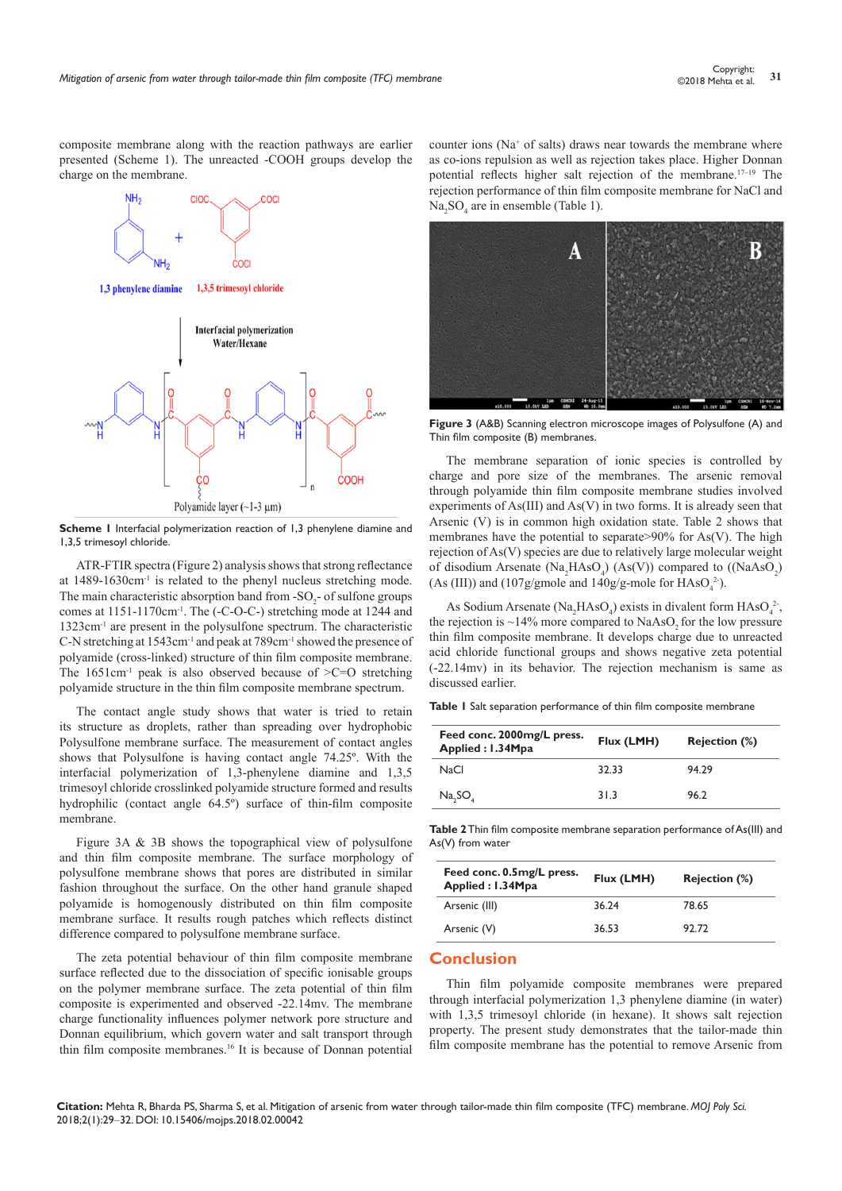composite membrane along with the reaction pathways are earlier presented (Scheme 1). The unreacted -COOH groups develop the charge on the membrane.

**Scheme 1** Interfacial polymerization reaction of 1,3 phenylene diamine and 1,3,5 trimesoyl chloride.

ATR-FTIR spectra (Figure 2) analysis shows that strong reflectance at 1489-1630cm$^{-1}$ is related to the phenyl nucleus stretching mode. The main characteristic absorption band from -$SO_2$- of sulfone groups comes at 1151-1170cm$^{-1}$. The (-C-O-C-) stretching mode at 1244 and 1323cm$^{-1}$ are present in the polysulfone spectrum. The characteristic C-N stretching at 1543cm$^{-1}$ and peak at 789cm$^{-1}$ showed the presence of polyamide (cross-linked) structure of thin film composite membrane. The 1651cm$^{-1}$ peak is also observed because of >C=O stretching polyamide structure in the thin film composite membrane spectrum.

The contact angle study shows that water is tried to retain its structure as droplets, rather than spreading over hydrophobic Polysulfone membrane surface. The measurement of contact angles shows that Polysulfone is having contact angle 74.25º. With the interfacial polymerization of 1,3-phenylene diamine and 1,3,5 trimesoyl chloride crosslinked polyamide structure formed and results hydrophilic (contact angle 64.5º) surface of thin-film composite membrane.

Figure 3A & 3B shows the topographical view of polysulfone and thin film composite membrane. The surface morphology of polysulfone membrane shows that pores are distributed in similar fashion throughout the surface. On the other hand granule shaped polyamide is homogenously distributed on thin film composite membrane surface. It results rough patches which reflects distinct difference compared to polysulfone membrane surface.

The zeta potential behaviour of thin film composite membrane surface reflected due to the dissociation of specific ionisable groups on the polymer membrane surface. The zeta potential of thin film composite is experimented and observed -22.14mv. The membrane charge functionality influences polymer network pore structure and Donnan equilibrium, which govern water and salt transport through thin film composite membranes.[16] It is because of Donnan potential counter ions ($Na^+$ of salts) draws near towards the membrane where as co-ions repulsion as well as rejection takes place. Higher Donnan potential reflects higher salt rejection of the membrane.[17–19] The rejection performance of thin film composite membrane for NaCl and $Na_2SO_4$ are in ensemble (Table 1).

**Figure 3** (A&B) Scanning electron microscope images of Polysulfone (A) and Thin film composite (B) membranes.

The membrane separation of ionic species is controlled by charge and pore size of the membranes. The arsenic removal through polyamide thin film composite membrane studies involved experiments of As(III) and As(V) in two forms. It is already seen that Arsenic (V) is in common high oxidation state. Table 2 shows that membranes have the potential to separate>90% for As(V). The high rejection of As(V) species are due to relatively large molecular weight of disodium Arsenate ($Na_2HAsO_4$) (As(V)) compared to (($NaAsO_2$) (As (III)) and (107g/gmole and 140g/g-mole for $HAsO_4^{2-}$).

As Sodium Arsenate ($Na_2HAsO_4$) exists in divalent form $HAsO_4^{2-}$, the rejection is ~14% more compared to $NaAsO_2$ for the low pressure thin film composite membrane. It develops charge due to unreacted acid chloride functional groups and shows negative zeta potential (-22.14mv) in its behavior. The rejection mechanism is same as discussed earlier.

**Table 1** Salt separation performance of thin film composite membrane

| Feed conc. 2000mg/L press. Applied : 1.34Mpa | Flux (LMH) | Rejection (%) |
|---|---|---|
| NaCl | 32.33 | 94.29 |
| $Na_2SO_4$ | 31.3 | 96.2 |

**Table 2** Thin film composite membrane separation performance of As(III) and As(V) from water

| Feed conc. 0.5mg/L press. Applied : 1.34Mpa | Flux (LMH) | Rejection (%) |
|---|---|---|
| Arsenic (III) | 36.24 | 78.65 |
| Arsenic (V) | 36.53 | 92.72 |

## Conclusion

Thin film polyamide composite membranes were prepared through interfacial polymerization 1,3 phenylene diamine (in water) with 1,3,5 trimesoyl chloride (in hexane). It shows salt rejection property. The present study demonstrates that the tailor-made thin film composite membrane has the potential to remove Arsenic from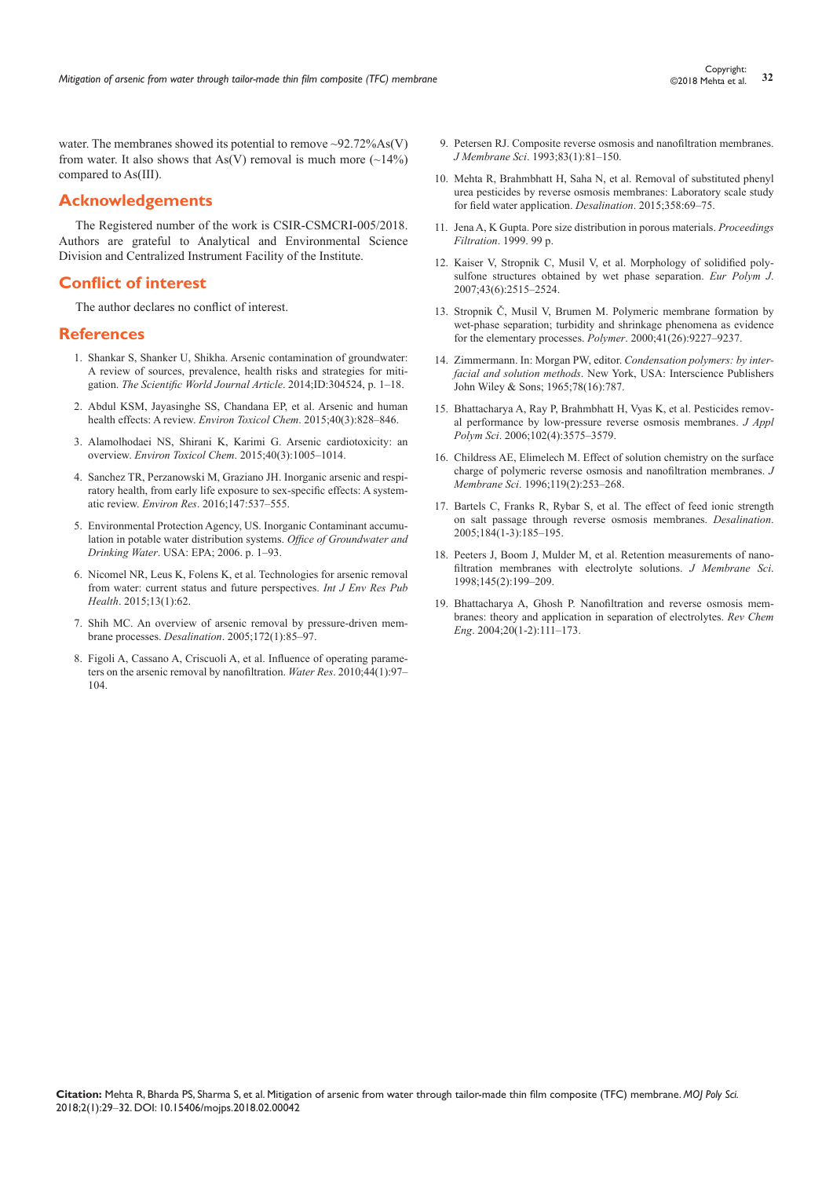water. The membranes showed its potential to remove ~92.72%As(V) from water. It also shows that As(V) removal is much more (~14%) compared to As(III).

## Acknowledgements

The Registered number of the work is CSIR-CSMCRI-005/2018. Authors are grateful to Analytical and Environmental Science Division and Centralized Instrument Facility of the Institute.

## Conflict of interest

The author declares no conflict of interest.

## References

1. Shankar S, Shanker U, Shikha. Arsenic contamination of groundwater: A review of sources, prevalence, health risks and strategies for mitigation. *The Scientific World Journal Article*. 2014;ID:304524, p. 1–18.
2. Abdul KSM, Jayasinghe SS, Chandana EP, et al. Arsenic and human health effects: A review. *Environ Toxicol Chem*. 2015;40(3):828–846.
3. Alamolhodaei NS, Shirani K, Karimi G. Arsenic cardiotoxicity: an overview. *Environ Toxicol Chem*. 2015;40(3):1005–1014.
4. Sanchez TR, Perzanowski M, Graziano JH. Inorganic arsenic and respiratory health, from early life exposure to sex-specific effects: A systematic review. *Environ Res*. 2016;147:537–555.
5. Environmental Protection Agency, US. Inorganic Contaminant accumulation in potable water distribution systems. *Office of Groundwater and Drinking Water*. USA: EPA; 2006. p. 1–93.
6. Nicomel NR, Leus K, Folens K, et al. Technologies for arsenic removal from water: current status and future perspectives. *Int J Env Res Pub Health*. 2015;13(1):62.
7. Shih MC. An overview of arsenic removal by pressure-driven membrane processes. *Desalination*. 2005;172(1):85–97.
8. Figoli A, Cassano A, Criscuoli A, et al. Influence of operating parameters on the arsenic removal by nanofiltration. *Water Res*. 2010;44(1):97–104.
9. Petersen RJ. Composite reverse osmosis and nanofiltration membranes. *J Membrane Sci*. 1993;83(1):81–150.
10. Mehta R, Brahmbhatt H, Saha N, et al. Removal of substituted phenyl urea pesticides by reverse osmosis membranes: Laboratory scale study for field water application. *Desalination*. 2015;358:69–75.
11. Jena A, K Gupta. Pore size distribution in porous materials. *Proceedings Filtration*. 1999. 99 p.
12. Kaiser V, Stropnik C, Musil V, et al. Morphology of solidified polysulfone structures obtained by wet phase separation. *Eur Polym J*. 2007;43(6):2515–2524.
13. Stropnik Č, Musil V, Brumen M. Polymeric membrane formation by wet-phase separation; turbidity and shrinkage phenomena as evidence for the elementary processes. *Polymer*. 2000;41(26):9227–9237.
14. Zimmermann. In: Morgan PW, editor. *Condensation polymers: by interfacial and solution methods*. New York, USA: Interscience Publishers John Wiley & Sons; 1965;78(16):787.
15. Bhattacharya A, Ray P, Brahmbhatt H, Vyas K, et al. Pesticides removal performance by low-pressure reverse osmosis membranes. *J Appl Polym Sci*. 2006;102(4):3575–3579.
16. Childress AE, Elimelech M. Effect of solution chemistry on the surface charge of polymeric reverse osmosis and nanofiltration membranes. *J Membrane Sci*. 1996;119(2):253–268.
17. Bartels C, Franks R, Rybar S, et al. The effect of feed ionic strength on salt passage through reverse osmosis membranes. *Desalination*. 2005;184(1-3):185–195.
18. Peeters J, Boom J, Mulder M, et al. Retention measurements of nanofiltration membranes with electrolyte solutions. *J Membrane Sci*. 1998;145(2):199–209.
19. Bhattacharya A, Ghosh P. Nanofiltration and reverse osmosis membranes: theory and application in separation of electrolytes. *Rev Chem Eng*. 2004;20(1-2):111–173.